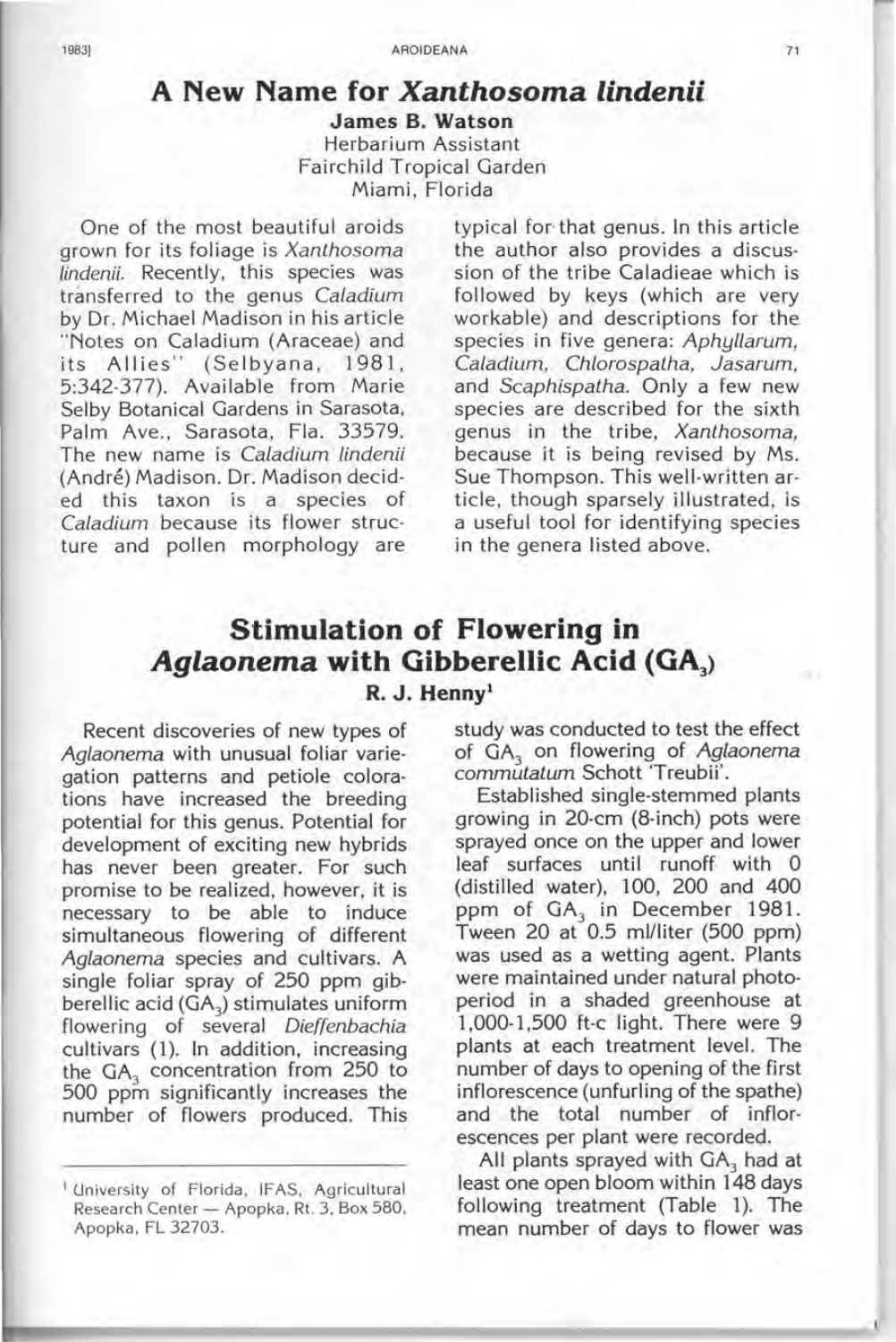## A New Name for *Xanthosoma lindenii*

**James B. Watson**
Herbarium Assistant
Fairchild Tropical Garden
Miami, Florida

One of the most beautiful aroids grown for its foliage is *Xanthosoma lindenii.* Recently, this species was transferred to the genus *Caladium* by Dr. Michael Madison in his article "Notes on Caladium (Araceae) and its Allies" (Selbyana, 1981, 5:342-377). Available from Marie Selby Botanical Gardens in Sarasota, Palm Ave., Sarasota, Fla. 33579. The new name is *Caladium lindenii* (André) Madison. Dr. Madison decided this taxon is a species of *Caladium* because its flower structure and pollen morphology are typical for that genus. In this article the author also provides a discussion of the tribe Caladieae which is followed by keys (which are very workable) and descriptions for the species in five genera: *Aphyllarum, Caladium, Chlorospatha, Jasarum,* and *Scaphispatha.* Only a few new species are described for the sixth genus in the tribe, *Xanthosoma,* because it is being revised by Ms. Sue Thompson. This well-written article, though sparsely illustrated, is a useful tool for identifying species in the genera listed above.

## Stimulation of Flowering in *Aglaonema* with Gibberellic Acid ($GA_3$)

**R. J. Henny**[1]

Recent discoveries of new types of *Aglaonema* with unusual foliar variegation patterns and petiole colorations have increased the breeding potential for this genus. Potential for development of exciting new hybrids has never been greater. For such promise to be realized, however, it is necessary to be able to induce simultaneous flowering of different *Aglaonema* species and cultivars. A single foliar spray of 250 ppm gibberellic acid ($GA_3$) stimulates uniform flowering of several *Dieffenbachia* cultivars (1). In addition, increasing the $GA_3$ concentration from 250 to 500 ppm significantly increases the number of flowers produced. This study was conducted to test the effect of $GA_3$ on flowering of *Aglaonema commutatum* Schott 'Treubii'.

Established single-stemmed plants growing in 20-cm (8-inch) pots were sprayed once on the upper and lower leaf surfaces until runoff with 0 (distilled water), 100, 200 and 400 ppm of $GA_3$ in December 1981. Tween 20 at 0.5 ml/liter (500 ppm) was used as a wetting agent. Plants were maintained under natural photoperiod in a shaded greenhouse at 1,000-1,500 ft-c light. There were 9 plants at each treatment level. The number of days to opening of the first inflorescence (unfurling of the spathe) and the total number of inflorescences per plant were recorded.

All plants sprayed with $GA_3$ had at least one open bloom within 148 days following treatment (Table 1). The mean number of days to flower was

[1] University of Florida, IFAS, Agricultural Research Center — Apopka, Rt. 3, Box 580, Apopka, FL 32703.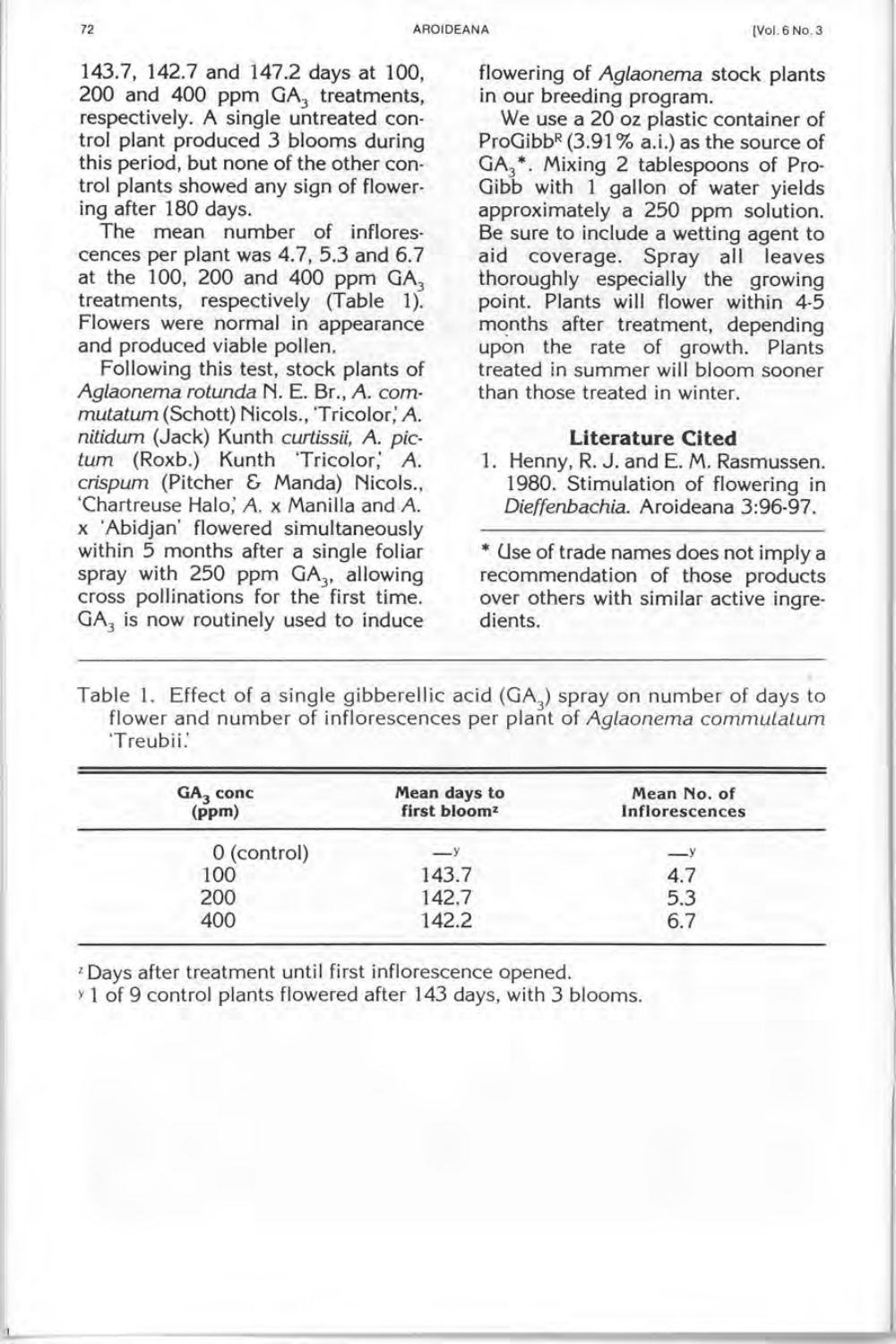143.7, 142.7 and 147.2 days at 100, 200 and 400 ppm $GA_3$ treatments, respectively. A single untreated control plant produced 3 blooms during this period, but none of the other control plants showed any sign of flowering after 180 days.

The mean number of inflorescences per plant was 4.7, 5.3 and 6.7 at the 100, 200 and 400 ppm $GA_3$ treatments, respectively (Table 1). Flowers were normal in appearance and produced viable pollen.

Following this test, stock plants of *Aglaonema rotunda* N. E. Br., *A. commutatum* (Schott) Nicols., 'Tricolor,' *A. nitidum* (Jack) Kunth *curtissii*, *A. pictum* (Roxb.) Kunth 'Tricolor,' *A. crispum* (Pitcher & Manda) Nicols., 'Chartreuse Halo,' *A.* x Manilla and *A.* x 'Abidjan' flowered simultaneously within 5 months after a single foliar spray with 250 ppm $GA_3$, allowing cross pollinations for the first time. $GA_3$ is now routinely used to induce flowering of *Aglaonema* stock plants in our breeding program.

We use a 20 oz plastic container of ProGibb[R] (3.91% a.i.) as the source of $GA_3$*. Mixing 2 tablespoons of ProGibb with 1 gallon of water yields approximately a 250 ppm solution. Be sure to include a wetting agent to aid coverage. Spray all leaves thoroughly especially the growing point. Plants will flower within 4-5 months after treatment, depending upon the rate of growth. Plants treated in summer will bloom sooner than those treated in winter.

## Literature Cited

1. Henny, R. J. and E. M. Rasmussen. 1980. Stimulation of flowering in *Dieffenbachia*. Aroideana 3:96-97.

* Use of trade names does not imply a recommendation of those products over others with similar active ingredients.

Table 1. Effect of a single gibberellic acid ($GA_3$) spray on number of days to flower and number of inflorescences per plant of *Aglaonema commutatum* 'Treubii.'

| $GA_3$ conc (ppm) | Mean days to first bloom[z] | Mean No. of Inflorescences |
|---|---|---|
| 0 (control) | —[y] | —[y] |
| 100 | 143.7 | 4.7 |
| 200 | 142.7 | 5.3 |
| 400 | 142.2 | 6.7 |

[z] Days after treatment until first inflorescence opened.
[y] 1 of 9 control plants flowered after 143 days, with 3 blooms.